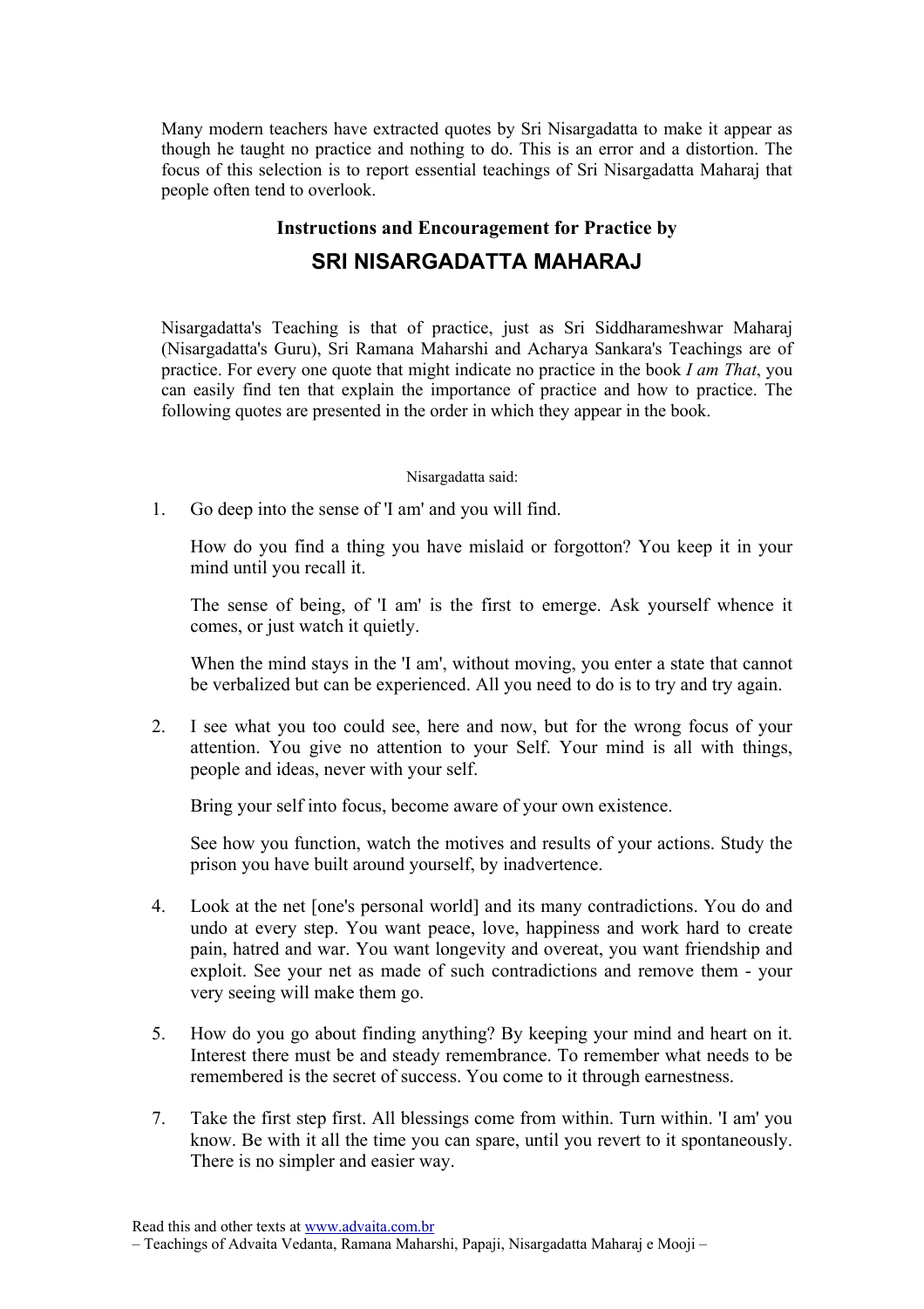Many modern teachers have extracted quotes by Sri Nisargadatta to make it appear as though he taught no practice and nothing to do. This is an error and a distortion. The focus of this selection is to report essential teachings of Sri Nisargadatta Maharaj that people often tend to overlook.

### Instructions and Encouragement for Practice by

## SRI NISARGADATTA MAHARAJ

Nisargadatta's Teaching is that of practice, just as Sri Siddharameshwar Maharaj (Nisargadatta's Guru), Sri Ramana Maharshi and Acharya Sankara's Teachings are of practice. For every one quote that might indicate no practice in the book *I am That*, you can easily find ten that explain the importance of practice and how to practice. The following quotes are presented in the order in which they appear in the book.

Nisargadatta said:

1. Go deep into the sense of 'I am' and you will find.

   How do you find a thing you have mislaid or forgotton? You keep it in your mind until you recall it.

   The sense of being, of 'I am' is the first to emerge. Ask yourself whence it comes, or just watch it quietly.

   When the mind stays in the 'I am', without moving, you enter a state that cannot be verbalized but can be experienced. All you need to do is to try and try again.

2. I see what you too could see, here and now, but for the wrong focus of your attention. You give no attention to your Self. Your mind is all with things, people and ideas, never with your self.

   Bring your self into focus, become aware of your own existence.

   See how you function, watch the motives and results of your actions. Study the prison you have built around yourself, by inadvertence.

4. Look at the net [one's personal world] and its many contradictions. You do and undo at every step. You want peace, love, happiness and work hard to create pain, hatred and war. You want longevity and overeat, you want friendship and exploit. See your net as made of such contradictions and remove them - your very seeing will make them go.

5. How do you go about finding anything? By keeping your mind and heart on it. Interest there must be and steady remembrance. To remember what needs to be remembered is the secret of success. You come to it through earnestness.

7. Take the first step first. All blessings come from within. Turn within. 'I am' you know. Be with it all the time you can spare, until you revert to it spontaneously. There is no simpler and easier way.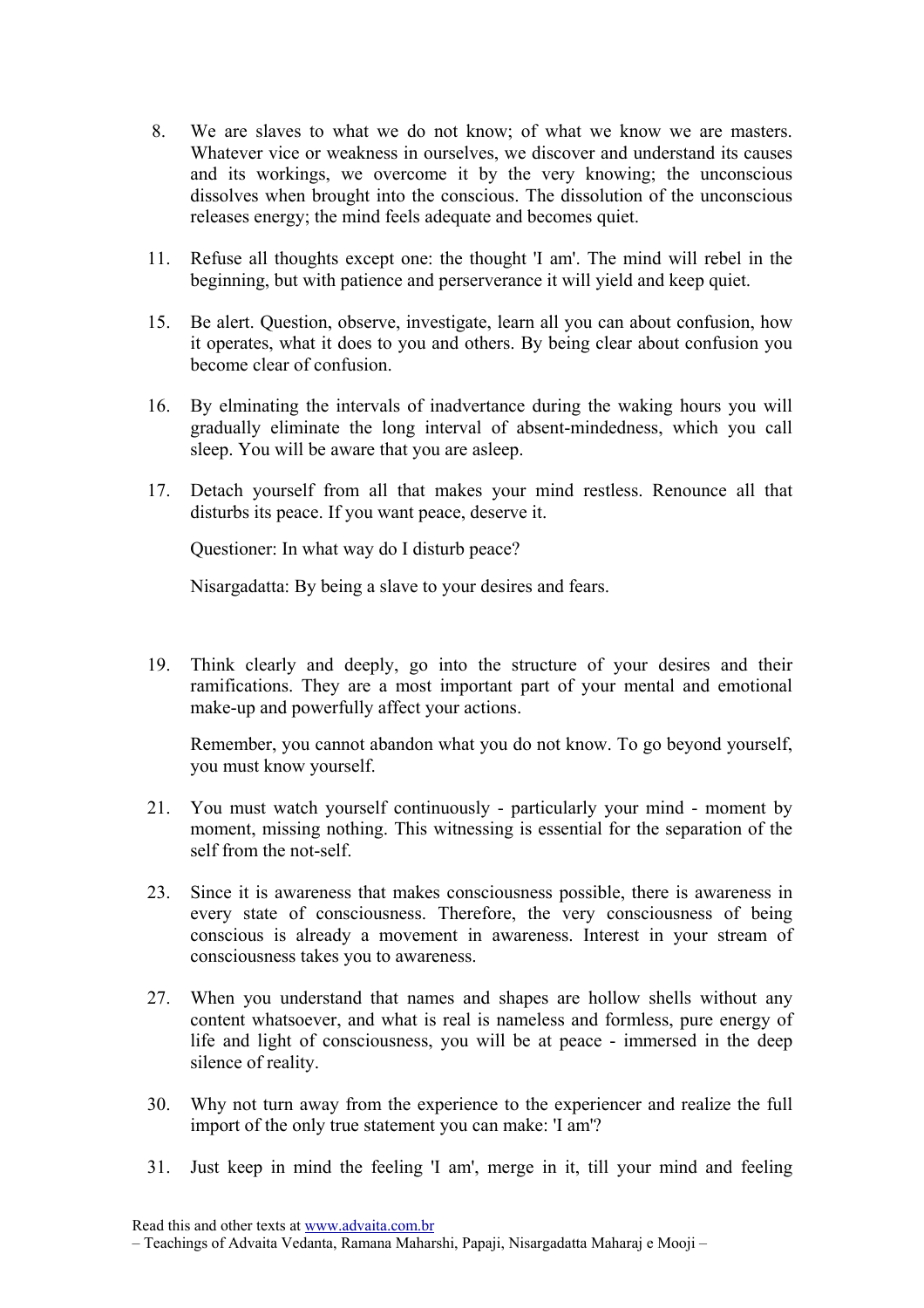8. We are slaves to what we do not know; of what we know we are masters. Whatever vice or weakness in ourselves, we discover and understand its causes and its workings, we overcome it by the very knowing; the unconscious dissolves when brought into the conscious. The dissolution of the unconscious releases energy; the mind feels adequate and becomes quiet.

11. Refuse all thoughts except one: the thought 'I am'. The mind will rebel in the beginning, but with patience and perserverance it will yield and keep quiet.

15. Be alert. Question, observe, investigate, learn all you can about confusion, how it operates, what it does to you and others. By being clear about confusion you become clear of confusion.

16. By elminating the intervals of inadvertance during the waking hours you will gradually eliminate the long interval of absent-mindedness, which you call sleep. You will be aware that you are asleep.

17. Detach yourself from all that makes your mind restless. Renounce all that disturbs its peace. If you want peace, deserve it.

    Questioner: In what way do I disturb peace?

    Nisargadatta: By being a slave to your desires and fears.

19. Think clearly and deeply, go into the structure of your desires and their ramifications. They are a most important part of your mental and emotional make-up and powerfully affect your actions.

    Remember, you cannot abandon what you do not know. To go beyond yourself, you must know yourself.

21. You must watch yourself continuously - particularly your mind - moment by moment, missing nothing. This witnessing is essential for the separation of the self from the not-self.

23. Since it is awareness that makes consciousness possible, there is awareness in every state of consciousness. Therefore, the very consciousness of being conscious is already a movement in awareness. Interest in your stream of consciousness takes you to awareness.

27. When you understand that names and shapes are hollow shells without any content whatsoever, and what is real is nameless and formless, pure energy of life and light of consciousness, you will be at peace - immersed in the deep silence of reality.

30. Why not turn away from the experience to the experiencer and realize the full import of the only true statement you can make: 'I am'?

31. Just keep in mind the feeling 'I am', merge in it, till your mind and feeling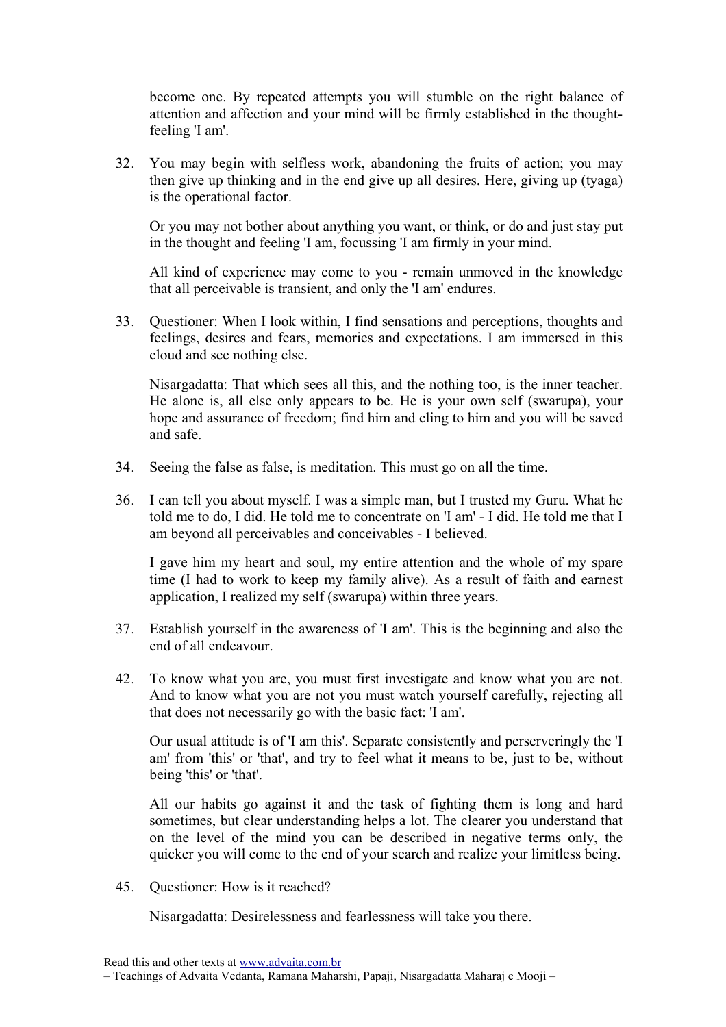become one. By repeated attempts you will stumble on the right balance of attention and affection and your mind will be firmly established in the thought-feeling 'I am'.

32. You may begin with selfless work, abandoning the fruits of action; you may then give up thinking and in the end give up all desires. Here, giving up (tyaga) is the operational factor.

    Or you may not bother about anything you want, or think, or do and just stay put in the thought and feeling 'I am, focussing 'I am firmly in your mind.

    All kind of experience may come to you - remain unmoved in the knowledge that all perceivable is transient, and only the 'I am' endures.

33. Questioner: When I look within, I find sensations and perceptions, thoughts and feelings, desires and fears, memories and expectations. I am immersed in this cloud and see nothing else.

    Nisargadatta: That which sees all this, and the nothing too, is the inner teacher. He alone is, all else only appears to be. He is your own self (swarupa), your hope and assurance of freedom; find him and cling to him and you will be saved and safe.

34. Seeing the false as false, is meditation. This must go on all the time.

36. I can tell you about myself. I was a simple man, but I trusted my Guru. What he told me to do, I did. He told me to concentrate on 'I am' - I did. He told me that I am beyond all perceivables and conceivables - I believed.

    I gave him my heart and soul, my entire attention and the whole of my spare time (I had to work to keep my family alive). As a result of faith and earnest application, I realized my self (swarupa) within three years.

37. Establish yourself in the awareness of 'I am'. This is the beginning and also the end of all endeavour.

42. To know what you are, you must first investigate and know what you are not. And to know what you are not you must watch yourself carefully, rejecting all that does not necessarily go with the basic fact: 'I am'.

    Our usual attitude is of 'I am this'. Separate consistently and perserveringly the 'I am' from 'this' or 'that', and try to feel what it means to be, just to be, without being 'this' or 'that'.

    All our habits go against it and the task of fighting them is long and hard sometimes, but clear understanding helps a lot. The clearer you understand that on the level of the mind you can be described in negative terms only, the quicker you will come to the end of your search and realize your limitless being.

45. Questioner: How is it reached?

    Nisargadatta: Desirelessness and fearlessness will take you there.

Read this and other texts at www.advaita.com.br
– Teachings of Advaita Vedanta, Ramana Maharshi, Papaji, Nisargadatta Maharaj e Mooji –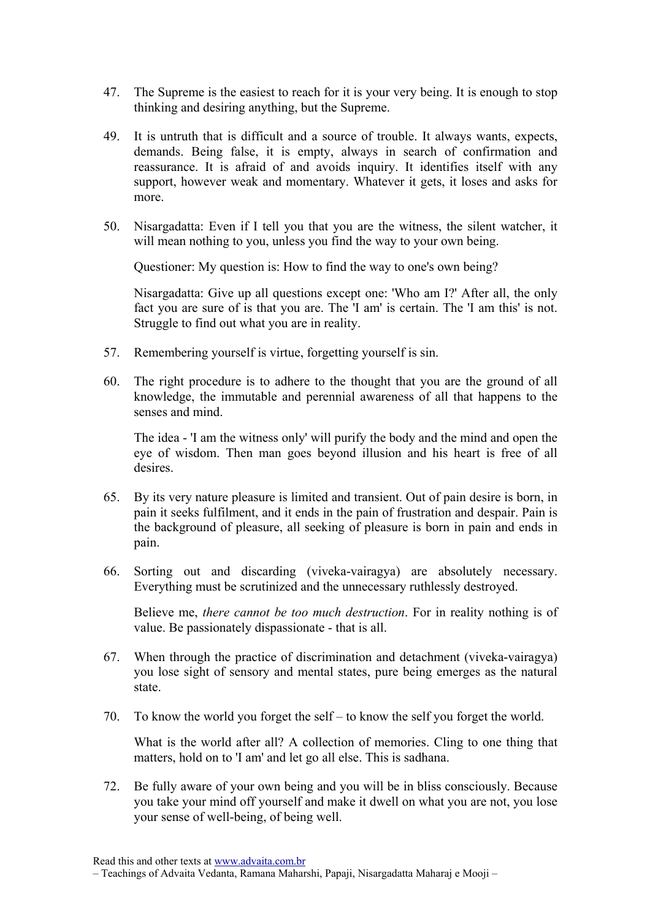47. The Supreme is the easiest to reach for it is your very being. It is enough to stop thinking and desiring anything, but the Supreme.

49. It is untruth that is difficult and a source of trouble. It always wants, expects, demands. Being false, it is empty, always in search of confirmation and reassurance. It is afraid of and avoids inquiry. It identifies itself with any support, however weak and momentary. Whatever it gets, it loses and asks for more.

50. Nisargadatta: Even if I tell you that you are the witness, the silent watcher, it will mean nothing to you, unless you find the way to your own being.

    Questioner: My question is: How to find the way to one's own being?

    Nisargadatta: Give up all questions except one: 'Who am I?' After all, the only fact you are sure of is that you are. The 'I am' is certain. The 'I am this' is not. Struggle to find out what you are in reality.

57. Remembering yourself is virtue, forgetting yourself is sin.

60. The right procedure is to adhere to the thought that you are the ground of all knowledge, the immutable and perennial awareness of all that happens to the senses and mind.

    The idea - 'I am the witness only' will purify the body and the mind and open the eye of wisdom. Then man goes beyond illusion and his heart is free of all desires.

65. By its very nature pleasure is limited and transient. Out of pain desire is born, in pain it seeks fulfilment, and it ends in the pain of frustration and despair. Pain is the background of pleasure, all seeking of pleasure is born in pain and ends in pain.

66. Sorting out and discarding (viveka-vairagya) are absolutely necessary. Everything must be scrutinized and the unnecessary ruthlessly destroyed.

    Believe me, *there cannot be too much destruction*. For in reality nothing is of value. Be passionately dispassionate - that is all.

67. When through the practice of discrimination and detachment (viveka-vairagya) you lose sight of sensory and mental states, pure being emerges as the natural state.

70. To know the world you forget the self – to know the self you forget the world.

    What is the world after all? A collection of memories. Cling to one thing that matters, hold on to 'I am' and let go all else. This is sadhana.

72. Be fully aware of your own being and you will be in bliss consciously. Because you take your mind off yourself and make it dwell on what you are not, you lose your sense of well-being, of being well.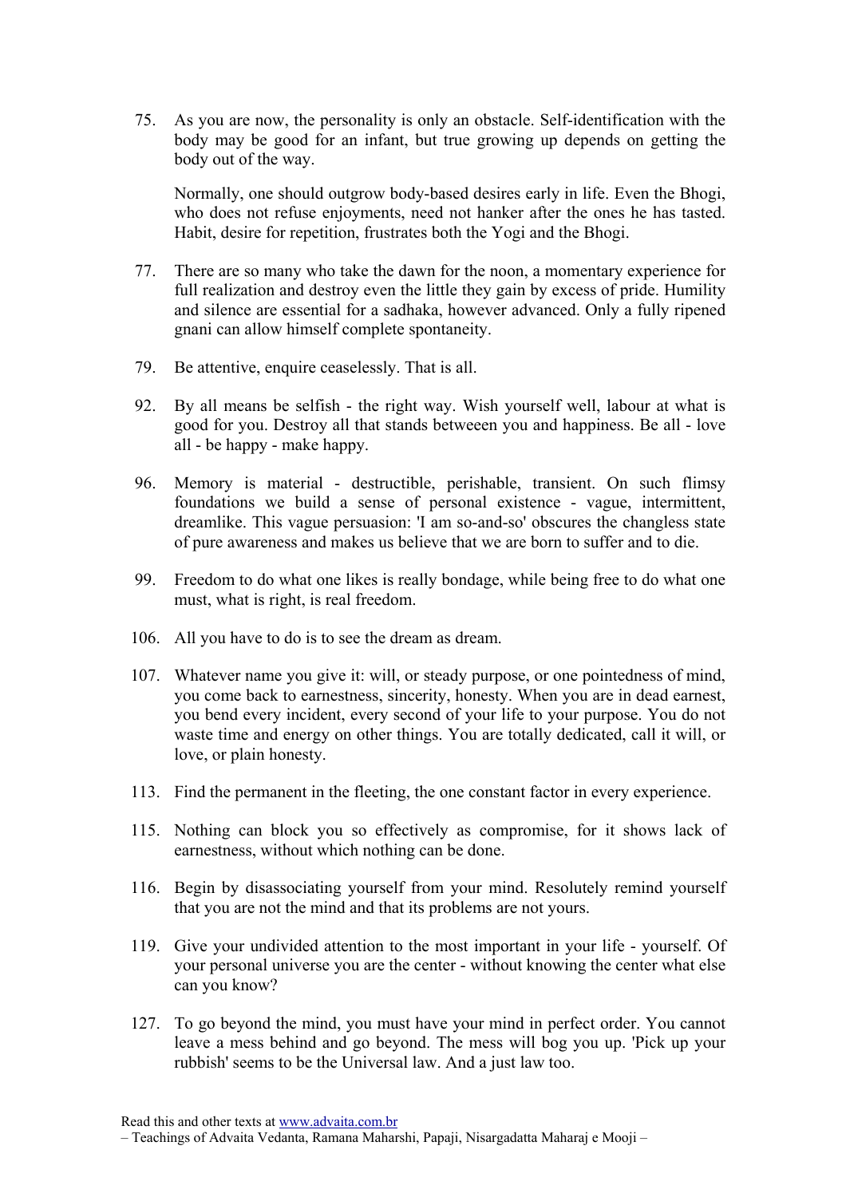75. As you are now, the personality is only an obstacle. Self-identification with the body may be good for an infant, but true growing up depends on getting the body out of the way.

    Normally, one should outgrow body-based desires early in life. Even the Bhogi, who does not refuse enjoyments, need not hanker after the ones he has tasted. Habit, desire for repetition, frustrates both the Yogi and the Bhogi.

77. There are so many who take the dawn for the noon, a momentary experience for full realization and destroy even the little they gain by excess of pride. Humility and silence are essential for a sadhaka, however advanced. Only a fully ripened gnani can allow himself complete spontaneity.

79. Be attentive, enquire ceaselessly. That is all.

92. By all means be selfish - the right way. Wish yourself well, labour at what is good for you. Destroy all that stands betweeen you and happiness. Be all - love all - be happy - make happy.

96. Memory is material - destructible, perishable, transient. On such flimsy foundations we build a sense of personal existence - vague, intermittent, dreamlike. This vague persuasion: 'I am so-and-so' obscures the changless state of pure awareness and makes us believe that we are born to suffer and to die.

99. Freedom to do what one likes is really bondage, while being free to do what one must, what is right, is real freedom.

106. All you have to do is to see the dream as dream.

107. Whatever name you give it: will, or steady purpose, or one pointedness of mind, you come back to earnestness, sincerity, honesty. When you are in dead earnest, you bend every incident, every second of your life to your purpose. You do not waste time and energy on other things. You are totally dedicated, call it will, or love, or plain honesty.

113. Find the permanent in the fleeting, the one constant factor in every experience.

115. Nothing can block you so effectively as compromise, for it shows lack of earnestness, without which nothing can be done.

116. Begin by disassociating yourself from your mind. Resolutely remind yourself that you are not the mind and that its problems are not yours.

119. Give your undivided attention to the most important in your life - yourself. Of your personal universe you are the center - without knowing the center what else can you know?

127. To go beyond the mind, you must have your mind in perfect order. You cannot leave a mess behind and go beyond. The mess will bog you up. 'Pick up your rubbish' seems to be the Universal law. And a just law too.

Read this and other texts at www.advaita.com.br
– Teachings of Advaita Vedanta, Ramana Maharshi, Papaji, Nisargadatta Maharaj e Mooji –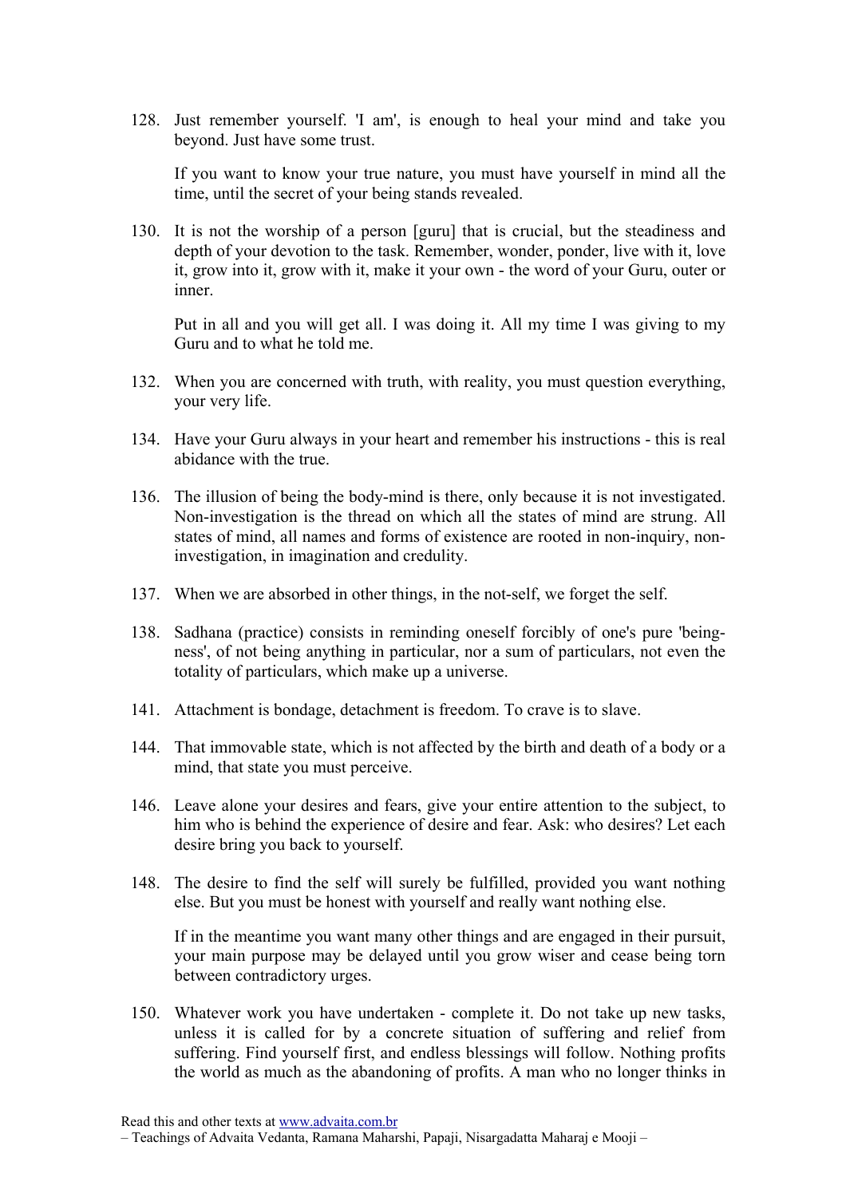128. Just remember yourself. 'I am', is enough to heal your mind and take you beyond. Just have some trust.

     If you want to know your true nature, you must have yourself in mind all the time, until the secret of your being stands revealed.

130. It is not the worship of a person [guru] that is crucial, but the steadiness and depth of your devotion to the task. Remember, wonder, ponder, live with it, love it, grow into it, grow with it, make it your own - the word of your Guru, outer or inner.

     Put in all and you will get all. I was doing it. All my time I was giving to my Guru and to what he told me.

132. When you are concerned with truth, with reality, you must question everything, your very life.

134. Have your Guru always in your heart and remember his instructions - this is real abidance with the true.

136. The illusion of being the body-mind is there, only because it is not investigated. Non-investigation is the thread on which all the states of mind are strung. All states of mind, all names and forms of existence are rooted in non-inquiry, non-investigation, in imagination and credulity.

137. When we are absorbed in other things, in the not-self, we forget the self.

138. Sadhana (practice) consists in reminding oneself forcibly of one's pure 'being-ness', of not being anything in particular, nor a sum of particulars, not even the totality of particulars, which make up a universe.

141. Attachment is bondage, detachment is freedom. To crave is to slave.

144. That immovable state, which is not affected by the birth and death of a body or a mind, that state you must perceive.

146. Leave alone your desires and fears, give your entire attention to the subject, to him who is behind the experience of desire and fear. Ask: who desires? Let each desire bring you back to yourself.

148. The desire to find the self will surely be fulfilled, provided you want nothing else. But you must be honest with yourself and really want nothing else.

     If in the meantime you want many other things and are engaged in their pursuit, your main purpose may be delayed until you grow wiser and cease being torn between contradictory urges.

150. Whatever work you have undertaken - complete it. Do not take up new tasks, unless it is called for by a concrete situation of suffering and relief from suffering. Find yourself first, and endless blessings will follow. Nothing profits the world as much as the abandoning of profits. A man who no longer thinks in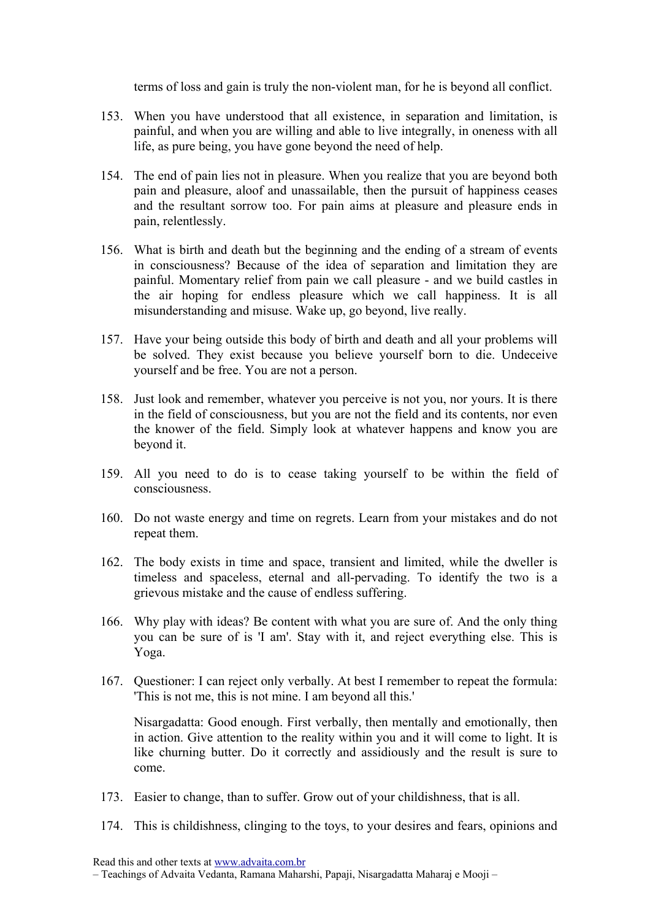terms of loss and gain is truly the non-violent man, for he is beyond all conflict.

153. When you have understood that all existence, in separation and limitation, is painful, and when you are willing and able to live integrally, in oneness with all life, as pure being, you have gone beyond the need of help.

154. The end of pain lies not in pleasure. When you realize that you are beyond both pain and pleasure, aloof and unassailable, then the pursuit of happiness ceases and the resultant sorrow too. For pain aims at pleasure and pleasure ends in pain, relentlessly.

156. What is birth and death but the beginning and the ending of a stream of events in consciousness? Because of the idea of separation and limitation they are painful. Momentary relief from pain we call pleasure - and we build castles in the air hoping for endless pleasure which we call happiness. It is all misunderstanding and misuse. Wake up, go beyond, live really.

157. Have your being outside this body of birth and death and all your problems will be solved. They exist because you believe yourself born to die. Undeceive yourself and be free. You are not a person.

158. Just look and remember, whatever you perceive is not you, nor yours. It is there in the field of consciousness, but you are not the field and its contents, nor even the knower of the field. Simply look at whatever happens and know you are beyond it.

159. All you need to do is to cease taking yourself to be within the field of consciousness.

160. Do not waste energy and time on regrets. Learn from your mistakes and do not repeat them.

162. The body exists in time and space, transient and limited, while the dweller is timeless and spaceless, eternal and all-pervading. To identify the two is a grievous mistake and the cause of endless suffering.

166. Why play with ideas? Be content with what you are sure of. And the only thing you can be sure of is 'I am'. Stay with it, and reject everything else. This is Yoga.

167. Questioner: I can reject only verbally. At best I remember to repeat the formula: 'This is not me, this is not mine. I am beyond all this.'

     Nisargadatta: Good enough. First verbally, then mentally and emotionally, then in action. Give attention to the reality within you and it will come to light. It is like churning butter. Do it correctly and assiduously and the result is sure to come.

173. Easier to change, than to suffer. Grow out of your childishness, that is all.

174. This is childishness, clinging to the toys, to your desires and fears, opinions and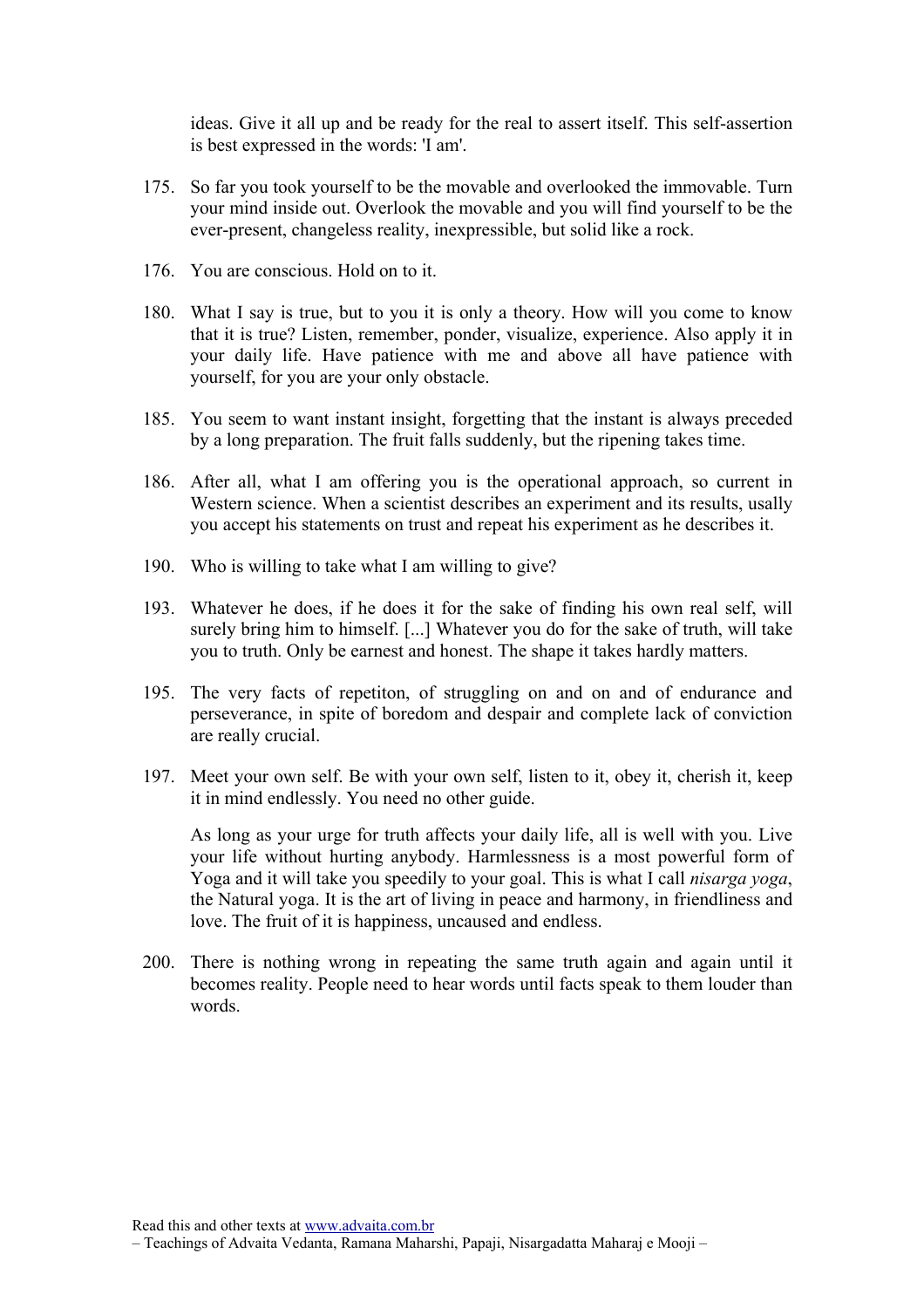ideas. Give it all up and be ready for the real to assert itself. This self-assertion is best expressed in the words: 'I am'.

175. So far you took yourself to be the movable and overlooked the immovable. Turn your mind inside out. Overlook the movable and you will find yourself to be the ever-present, changeless reality, inexpressible, but solid like a rock.

176. You are conscious. Hold on to it.

180. What I say is true, but to you it is only a theory. How will you come to know that it is true? Listen, remember, ponder, visualize, experience. Also apply it in your daily life. Have patience with me and above all have patience with yourself, for you are your only obstacle.

185. You seem to want instant insight, forgetting that the instant is always preceded by a long preparation. The fruit falls suddenly, but the ripening takes time.

186. After all, what I am offering you is the operational approach, so current in Western science. When a scientist describes an experiment and its results, usally you accept his statements on trust and repeat his experiment as he describes it.

190. Who is willing to take what I am willing to give?

193. Whatever he does, if he does it for the sake of finding his own real self, will surely bring him to himself. [...] Whatever you do for the sake of truth, will take you to truth. Only be earnest and honest. The shape it takes hardly matters.

195. The very facts of repetiton, of struggling on and on and of endurance and perseverance, in spite of boredom and despair and complete lack of conviction are really crucial.

197. Meet your own self. Be with your own self, listen to it, obey it, cherish it, keep it in mind endlessly. You need no other guide.

     As long as your urge for truth affects your daily life, all is well with you. Live your life without hurting anybody. Harmlessness is a most powerful form of Yoga and it will take you speedily to your goal. This is what I call *nisarga yoga*, the Natural yoga. It is the art of living in peace and harmony, in friendliness and love. The fruit of it is happiness, uncaused and endless.

200. There is nothing wrong in repeating the same truth again and again until it becomes reality. People need to hear words until facts speak to them louder than words.

Read this and other texts at www.advaita.com.br
– Teachings of Advaita Vedanta, Ramana Maharshi, Papaji, Nisargadatta Maharaj e Mooji –